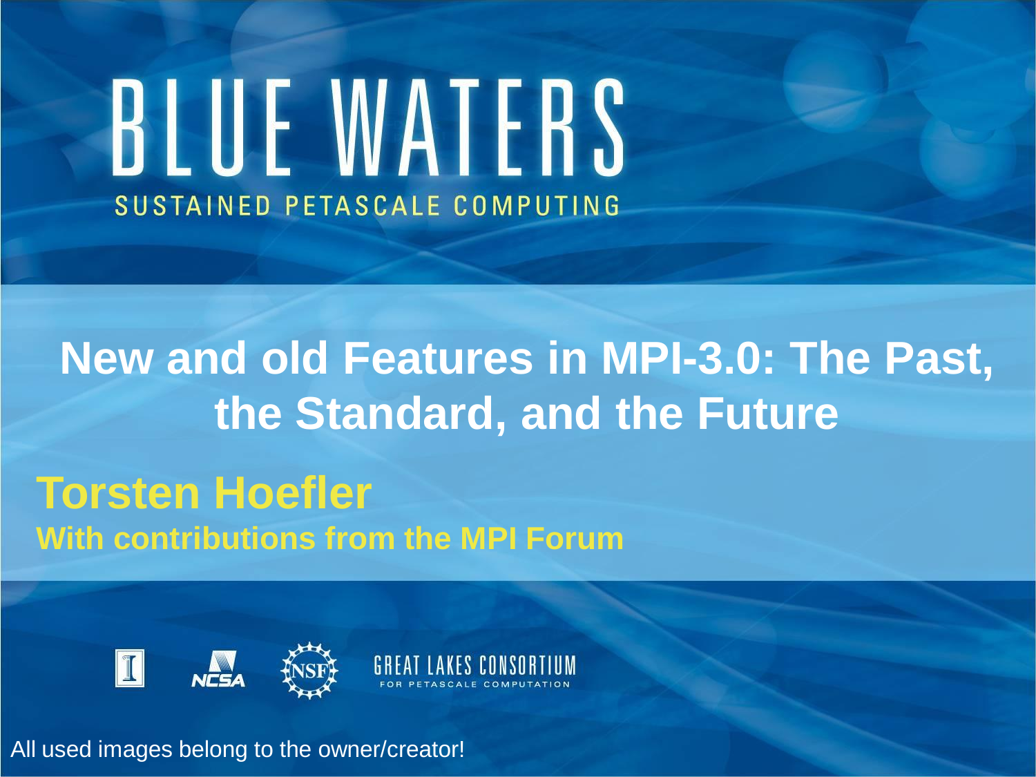# BLUE WATERS

SUSTAINED PETASCALE COMPUTING

## New and old Features in MPI-3.0: The Past, the Standard, and the Future

**Torsten Hoefler**

**With contributions from the MPI Forum**

GREAT LAKES CONSORTIUM FOR PETASCALE COMPUTATION

All used images belong to the owner/creator!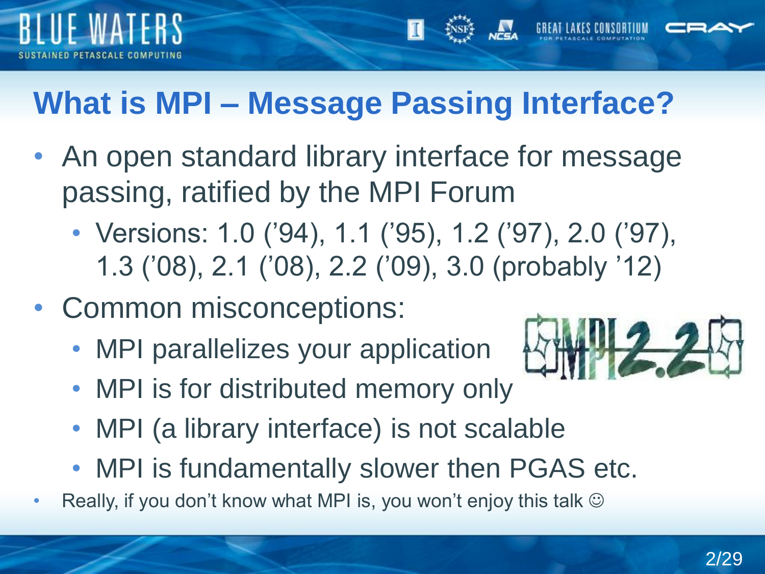# What is MPI – Message Passing Interface?

- An open standard library interface for message passing, ratified by the MPI Forum
  - Versions: 1.0 ('94), 1.1 ('95), 1.2 ('97), 2.0 ('97), 1.3 ('08), 2.1 ('08), 2.2 ('09), 3.0 (probably '12)
- Common misconceptions:
  - MPI parallelizes your application
  - MPI is for distributed memory only
  - MPI (a library interface) is not scalable
  - MPI is fundamentally slower then PGAS etc.
- Really, if you don't know what MPI is, you won't enjoy this talk ☺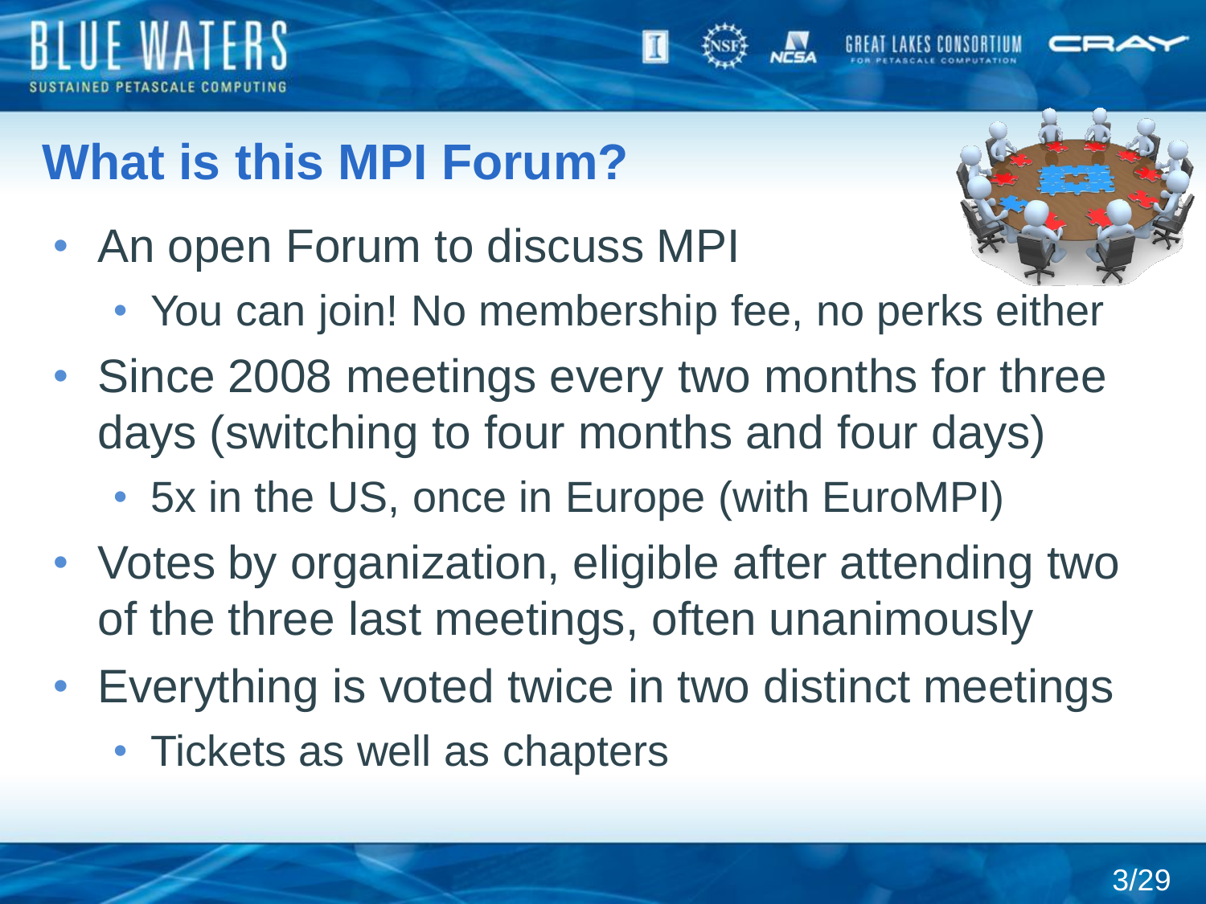# What is this MPI Forum?

- An open Forum to discuss MPI
  - You can join! No membership fee, no perks either
- Since 2008 meetings every two months for three days (switching to four months and four days)
  - 5x in the US, once in Europe (with EuroMPI)
- Votes by organization, eligible after attending two of the three last meetings, often unanimously
- Everything is voted twice in two distinct meetings
  - Tickets as well as chapters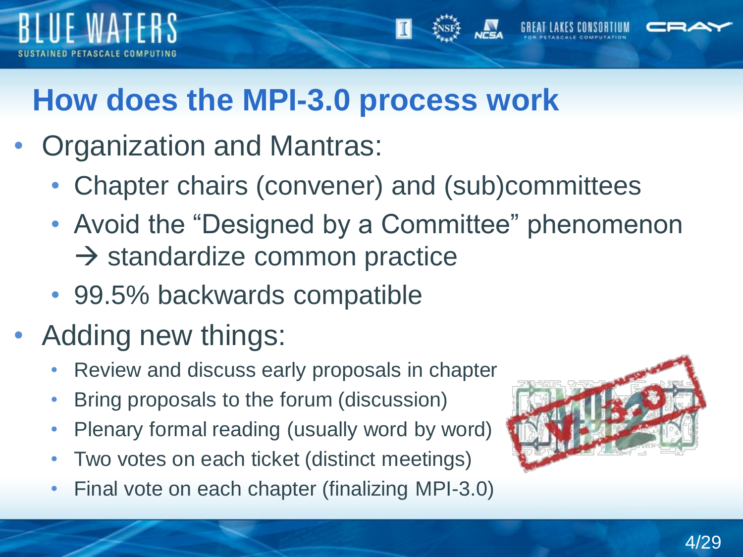# How does the MPI-3.0 process work

- Organization and Mantras:
  - Chapter chairs (convener) and (sub)committees
  - Avoid the "Designed by a Committee" phenomenon → standardize common practice
  - 99.5% backwards compatible
- Adding new things:
  - Review and discuss early proposals in chapter
  - Bring proposals to the forum (discussion)
  - Plenary formal reading (usually word by word)
  - Two votes on each ticket (distinct meetings)
  - Final vote on each chapter (finalizing MPI-3.0)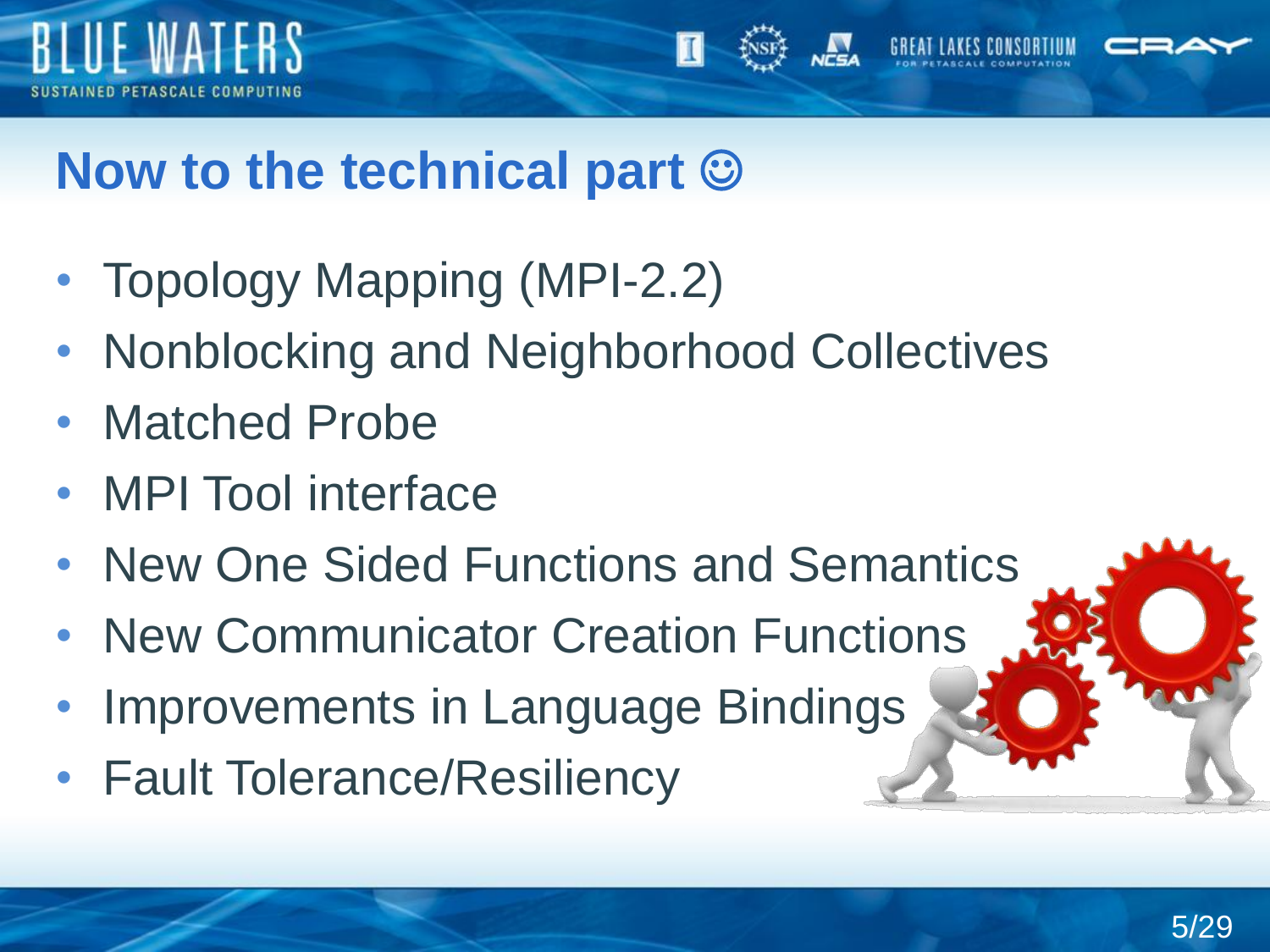# Now to the technical part ☺

- Topology Mapping (MPI-2.2)
- Nonblocking and Neighborhood Collectives
- Matched Probe
- MPI Tool interface
- New One Sided Functions and Semantics
- New Communicator Creation Functions
- Improvements in Language Bindings
- Fault Tolerance/Resiliency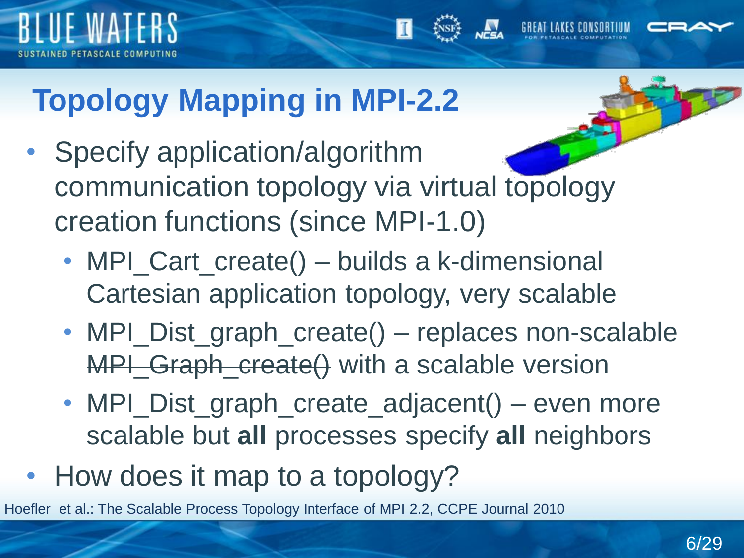# Topology Mapping in MPI-2.2

- Specify application/algorithm communication topology via virtual topology creation functions (since MPI-1.0)
  - MPI_Cart_create() – builds a k-dimensional Cartesian application topology, very scalable
  - MPI_Dist_graph_create() – replaces non-scalable ~~MPI_Graph_create()~~ with a scalable version
  - MPI_Dist_graph_create_adjacent() – even more scalable but **all** processes specify **all** neighbors
- How does it map to a topology?

Hoefler et al.: The Scalable Process Topology Interface of MPI 2.2, CCPE Journal 2010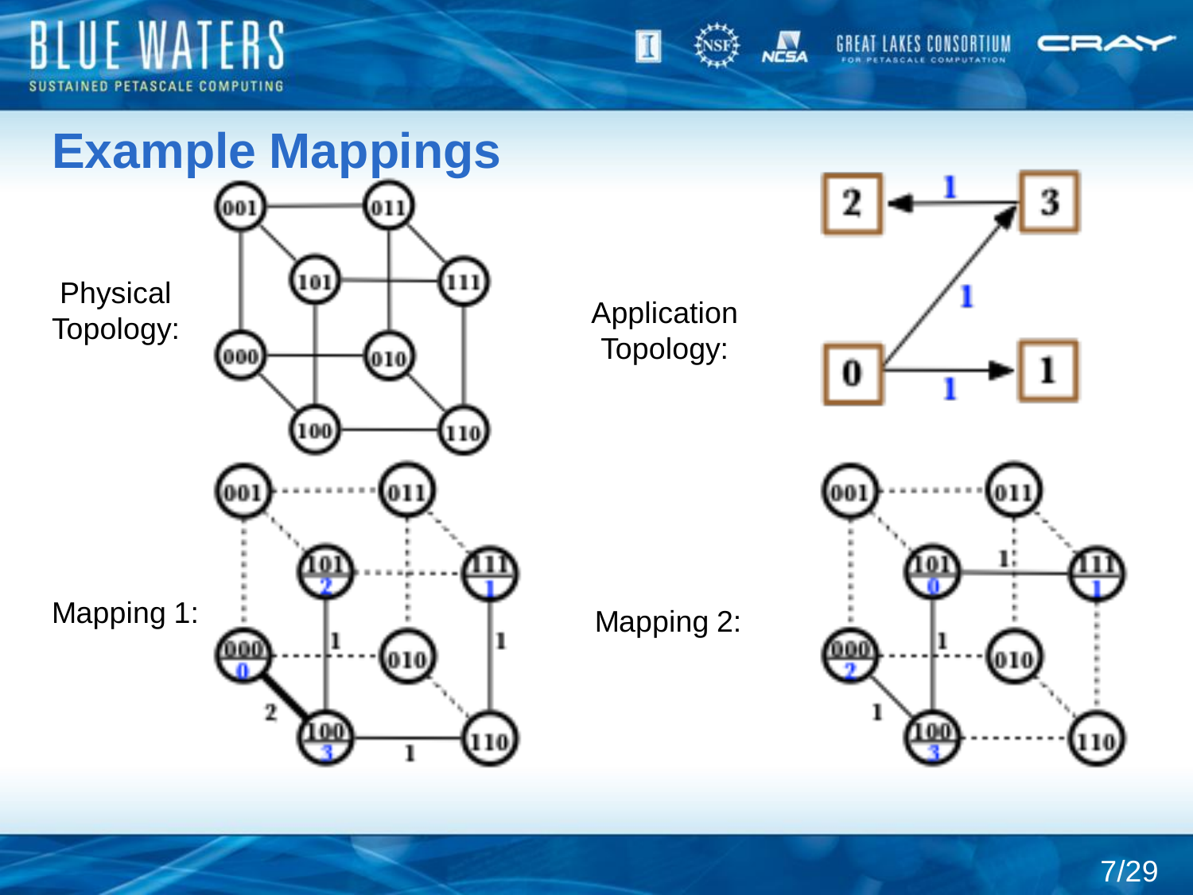# Example Mappings

Physical Topology:

Application Topology:

Mapping 1:

Mapping 2: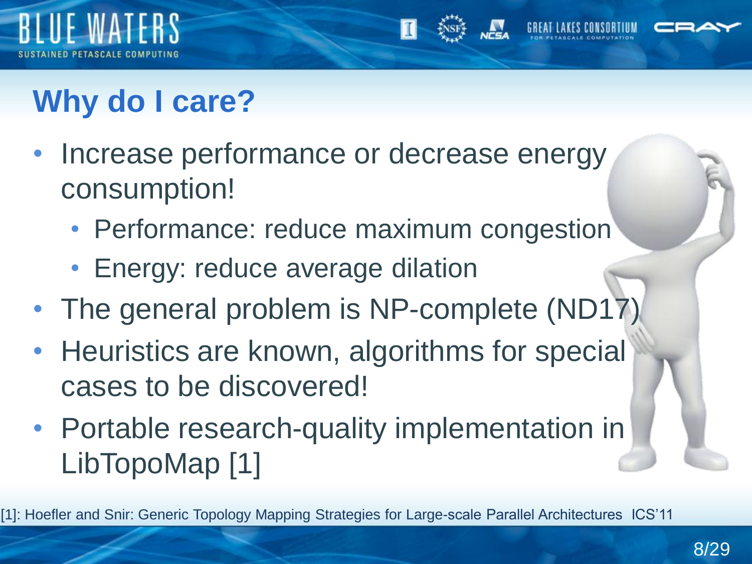# Why do I care?

- Increase performance or decrease energy consumption!
  - Performance: reduce maximum congestion
  - Energy: reduce average dilation
- The general problem is NP-complete (ND17)
- Heuristics are known, algorithms for special cases to be discovered!
- Portable research-quality implementation in LibTopoMap [1]

[1]: Hoefler and Snir: Generic Topology Mapping Strategies for Large-scale Parallel Architectures ICS'11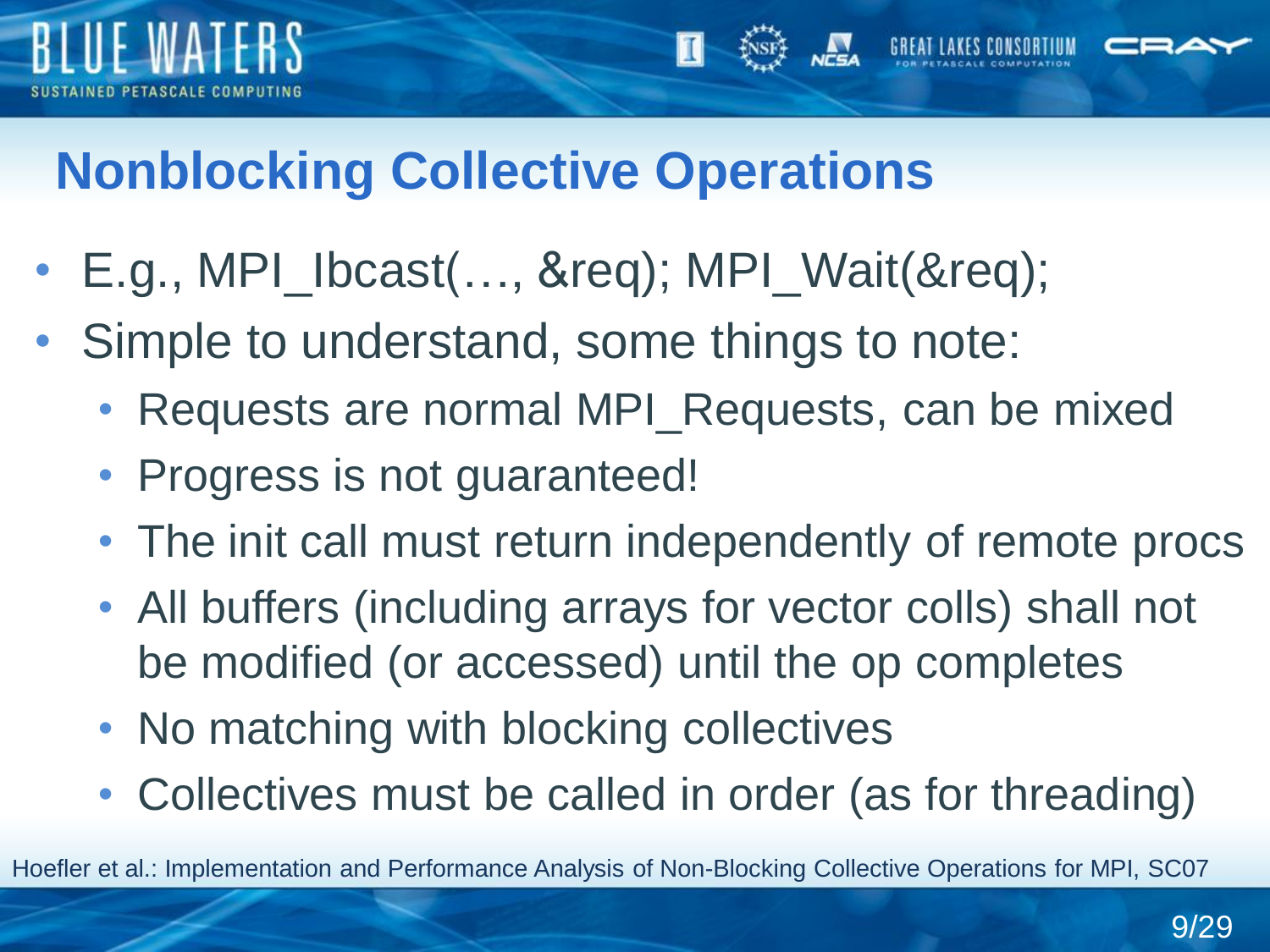# Nonblocking Collective Operations

- E.g., MPI_Ibcast(…, &req); MPI_Wait(&req);
- Simple to understand, some things to note:
  - Requests are normal MPI_Requests, can be mixed
  - Progress is not guaranteed!
  - The init call must return independently of remote procs
  - All buffers (including arrays for vector colls) shall not be modified (or accessed) until the op completes
  - No matching with blocking collectives
  - Collectives must be called in order (as for threading)

Hoefler et al.: Implementation and Performance Analysis of Non-Blocking Collective Operations for MPI, SC07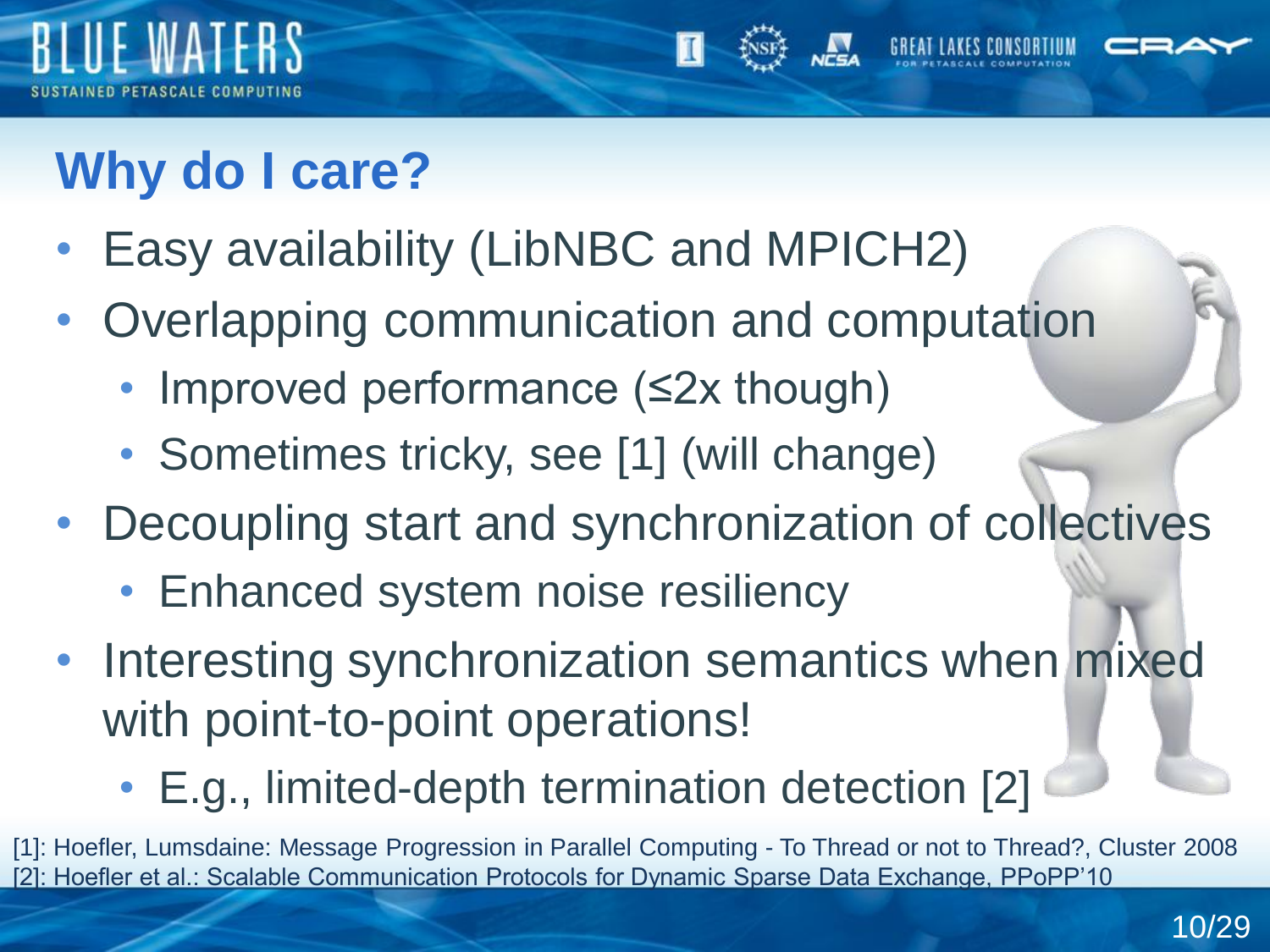## Why do I care?

- Easy availability (LibNBC and MPICH2)
- Overlapping communication and computation
  - Improved performance (≤2x though)
  - Sometimes tricky, see [1] (will change)
- Decoupling start and synchronization of collectives
  - Enhanced system noise resiliency
- Interesting synchronization semantics when mixed with point-to-point operations!
  - E.g., limited-depth termination detection [2]

[1]: Hoefler, Lumsdaine: Message Progression in Parallel Computing - To Thread or not to Thread?, Cluster 2008
[2]: Hoefler et al.: Scalable Communication Protocols for Dynamic Sparse Data Exchange, PPoPP'10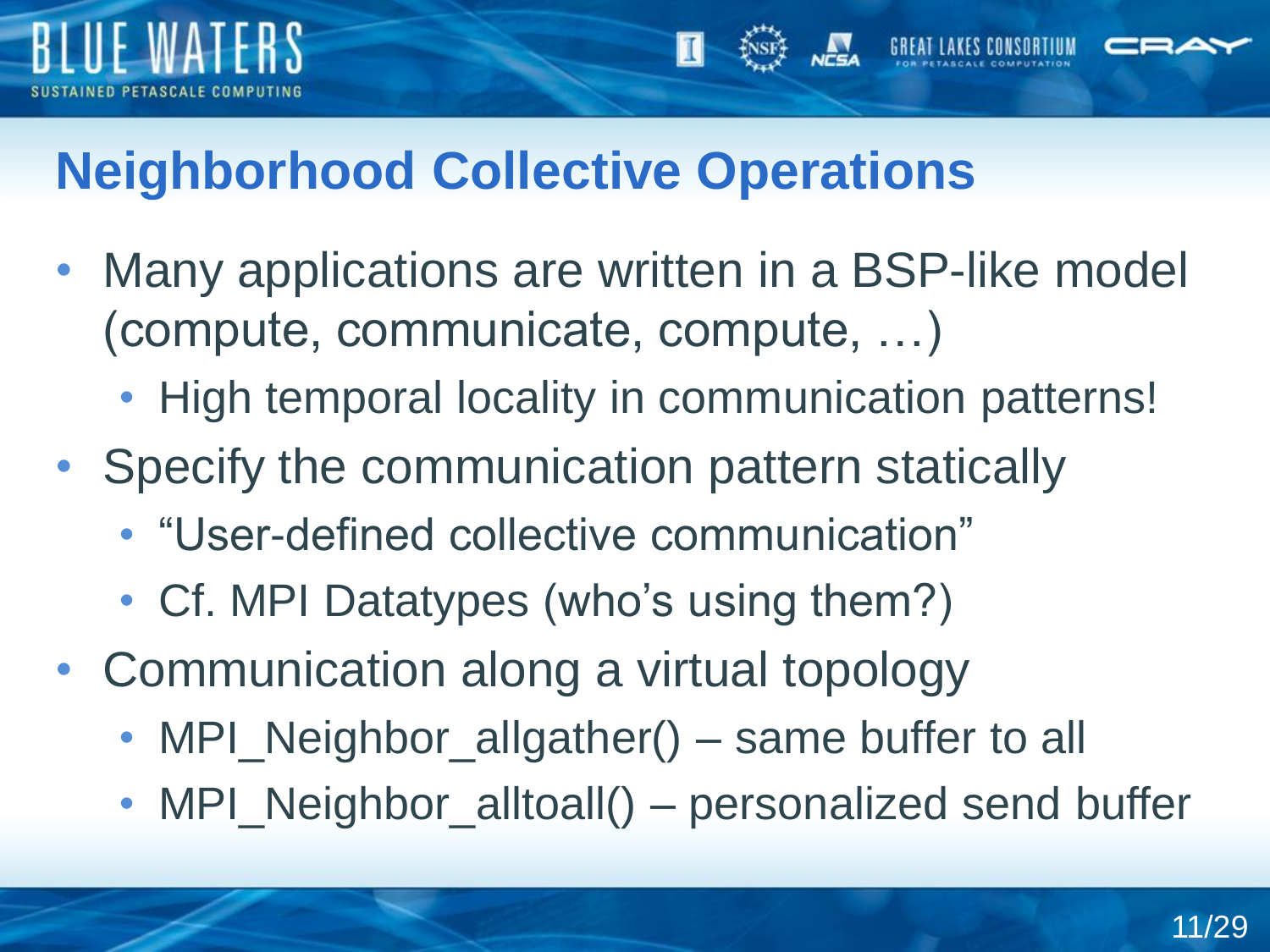# Neighborhood Collective Operations

- Many applications are written in a BSP-like model (compute, communicate, compute, …)
  - High temporal locality in communication patterns!
- Specify the communication pattern statically
  - "User-defined collective communication"
  - Cf. MPI Datatypes (who's using them?)
- Communication along a virtual topology
  - MPI_Neighbor_allgather() – same buffer to all
  - MPI_Neighbor_alltoall() – personalized send buffer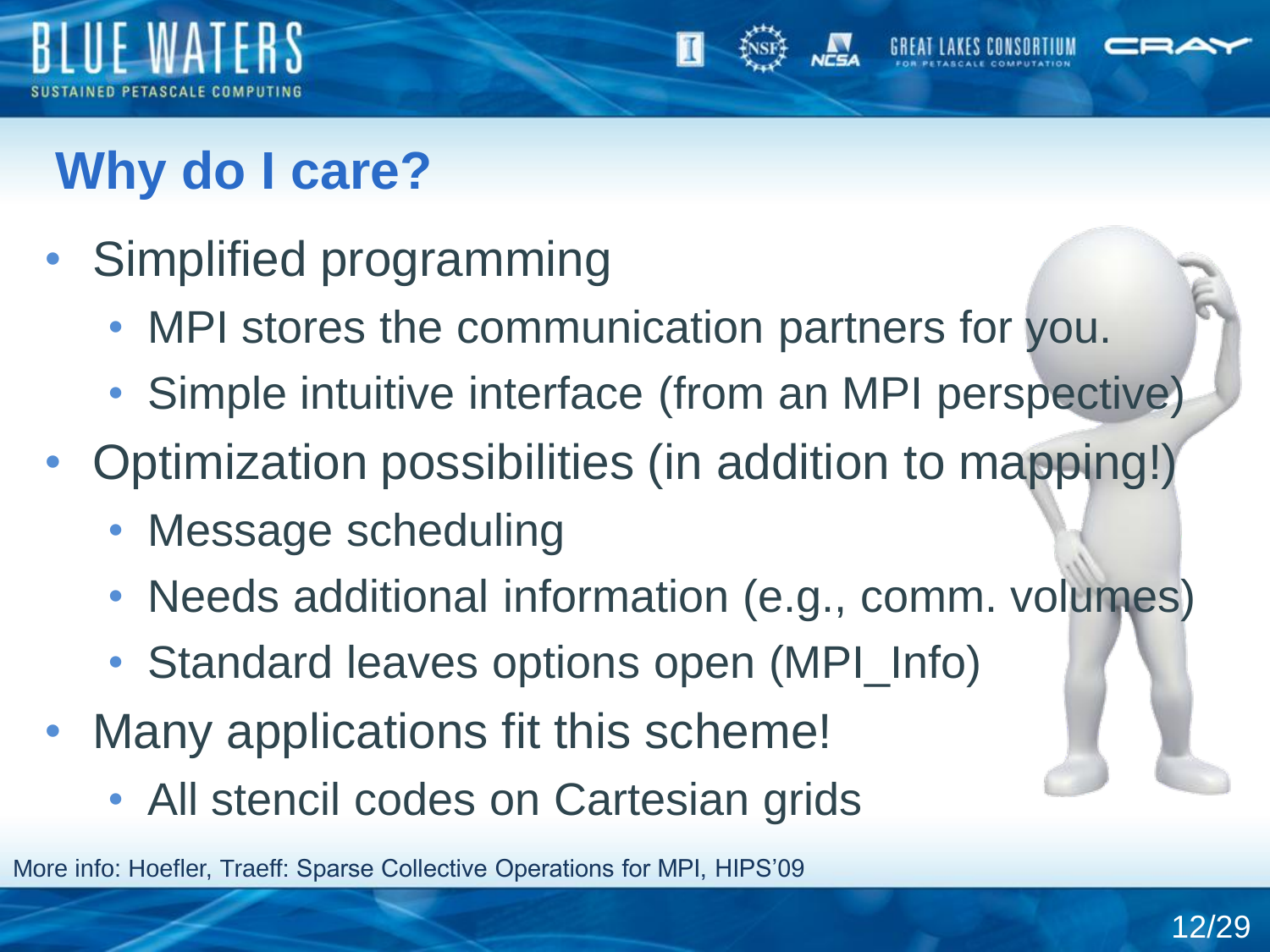# Why do I care?

- Simplified programming
  - MPI stores the communication partners for you.
  - Simple intuitive interface (from an MPI perspective)
- Optimization possibilities (in addition to mapping!)
  - Message scheduling
  - Needs additional information (e.g., comm. volumes)
  - Standard leaves options open (MPI_Info)
- Many applications fit this scheme!
  - All stencil codes on Cartesian grids

More info: Hoefler, Traeff: Sparse Collective Operations for MPI, HIPS'09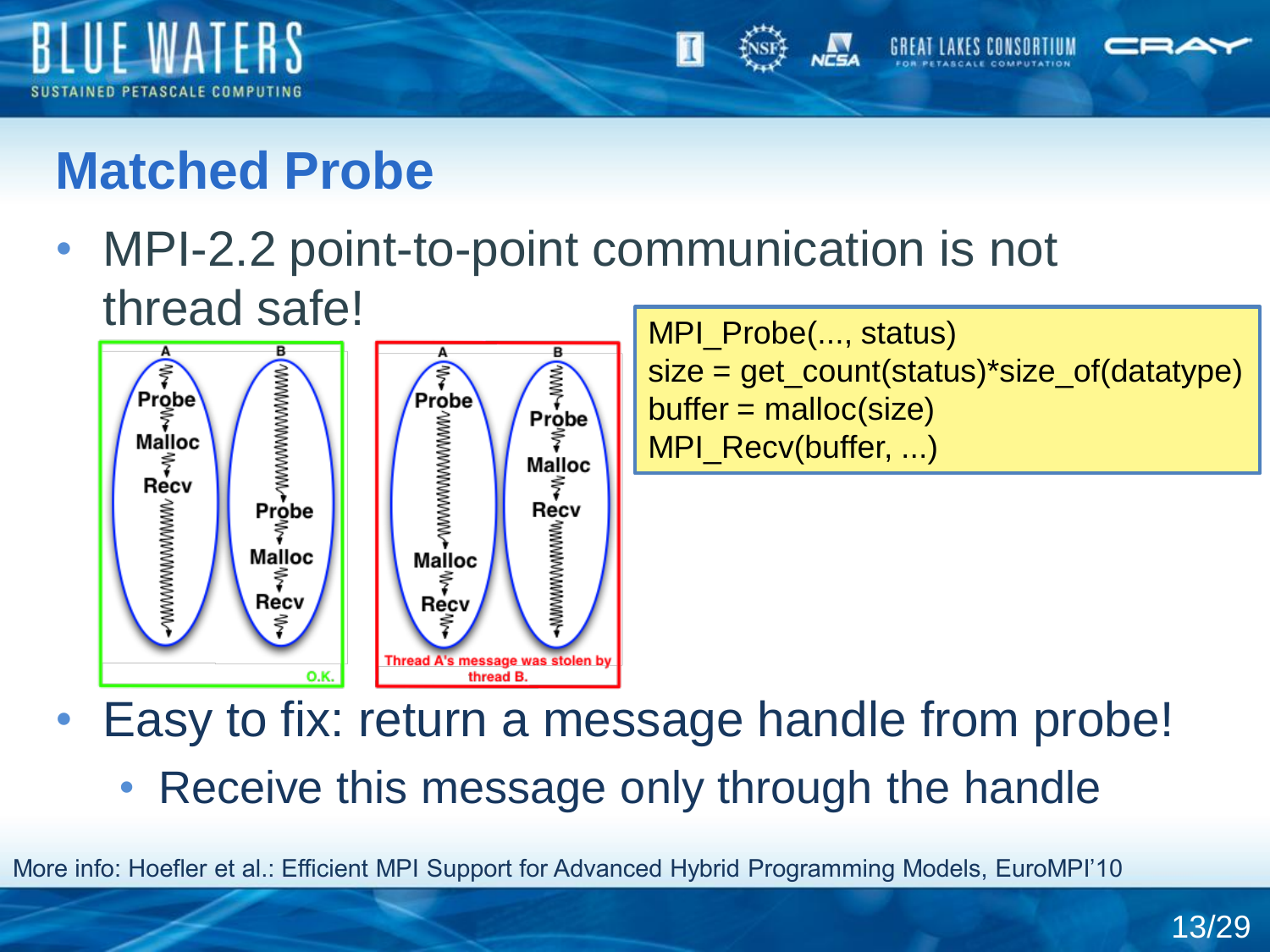# Matched Probe

- MPI-2.2 point-to-point communication is not thread safe!

```
MPI_Probe(..., status)
size = get_count(status)*size_of(datatype)
buffer = malloc(size)
MPI_Recv(buffer, ...)
```

| A | B |
|---|---|
| Probe | |
| Malloc | |
| Recv | |
| | Probe |
| | Malloc |
| | Recv |

O.K.

| A | B |
|---|---|
| Probe | |
| | Probe |
| | Malloc |
| | Recv |
| Malloc | |
| Recv | |

Thread A's message was stolen by thread B.

- Easy to fix: return a message handle from probe!
  - Receive this message only through the handle

More info: Hoefler et al.: Efficient MPI Support for Advanced Hybrid Programming Models, EuroMPI'10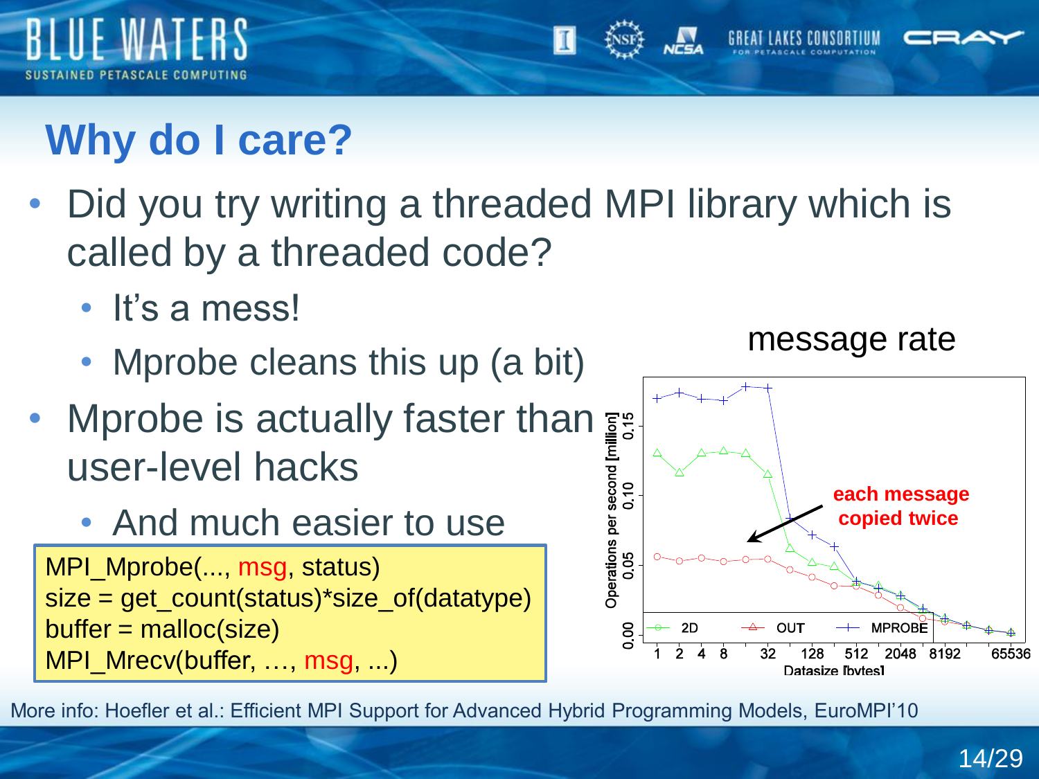# Why do I care?

- Did you try writing a threaded MPI library which is called by a threaded code?
  - It's a mess!
  - Mprobe cleans this up (a bit)
- Mprobe is actually faster than user-level hacks
  - And much easier to use

```
MPI_Mprobe(..., msg, status)
size = get_count(status)*size_of(datatype)
buffer = malloc(size)
MPI_Mrecv(buffer, …, msg, ...)
```

message rate

each message copied twice

More info: Hoefler et al.: Efficient MPI Support for Advanced Hybrid Programming Models, EuroMPI'10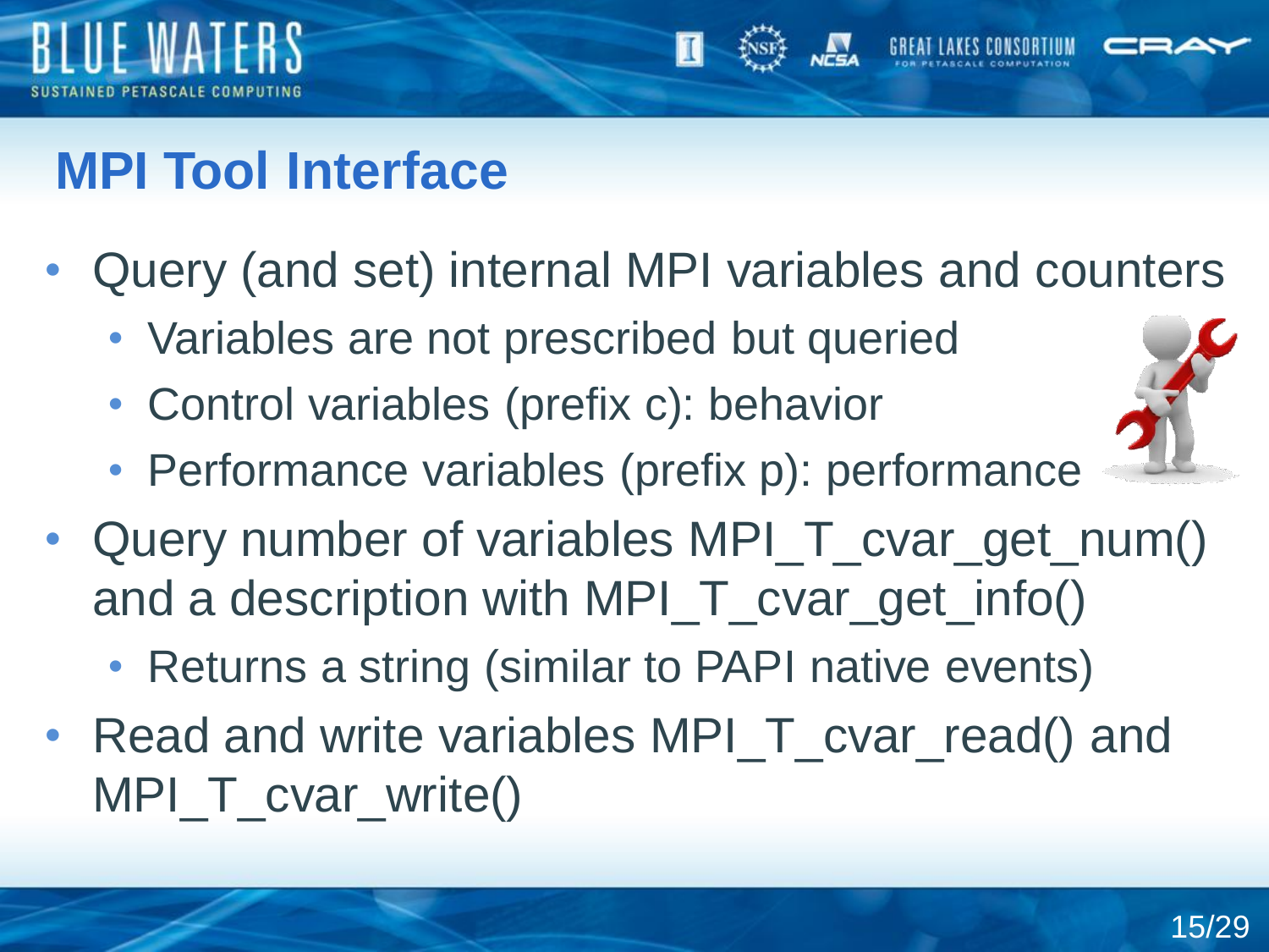# MPI Tool Interface

- Query (and set) internal MPI variables and counters
  - Variables are not prescribed but queried
  - Control variables (prefix c): behavior
  - Performance variables (prefix p): performance
- Query number of variables MPI_T_cvar_get_num() and a description with MPI_T_cvar_get_info()
  - Returns a string (similar to PAPI native events)
- Read and write variables MPI_T_cvar_read() and MPI_T_cvar_write()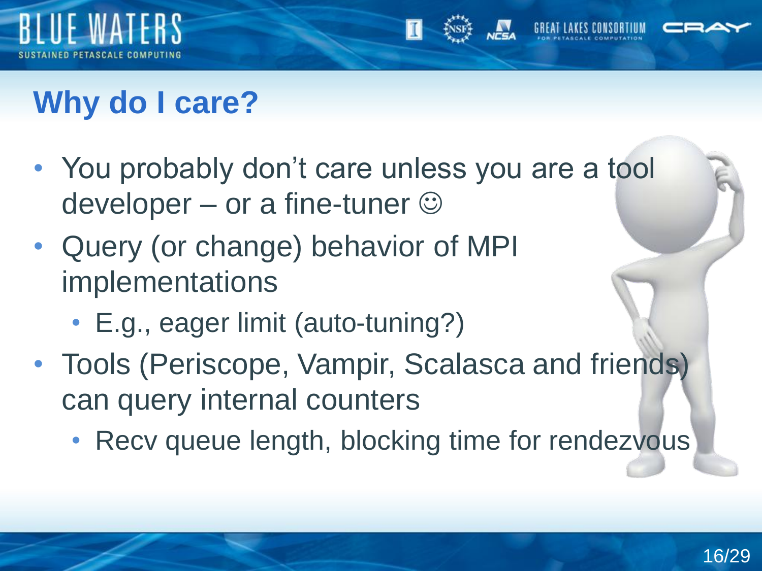# Why do I care?

- You probably don't care unless you are a tool developer – or a fine-tuner ☺
- Query (or change) behavior of MPI implementations
  - E.g., eager limit (auto-tuning?)
- Tools (Periscope, Vampir, Scalasca and friends) can query internal counters
  - Recv queue length, blocking time for rendezvous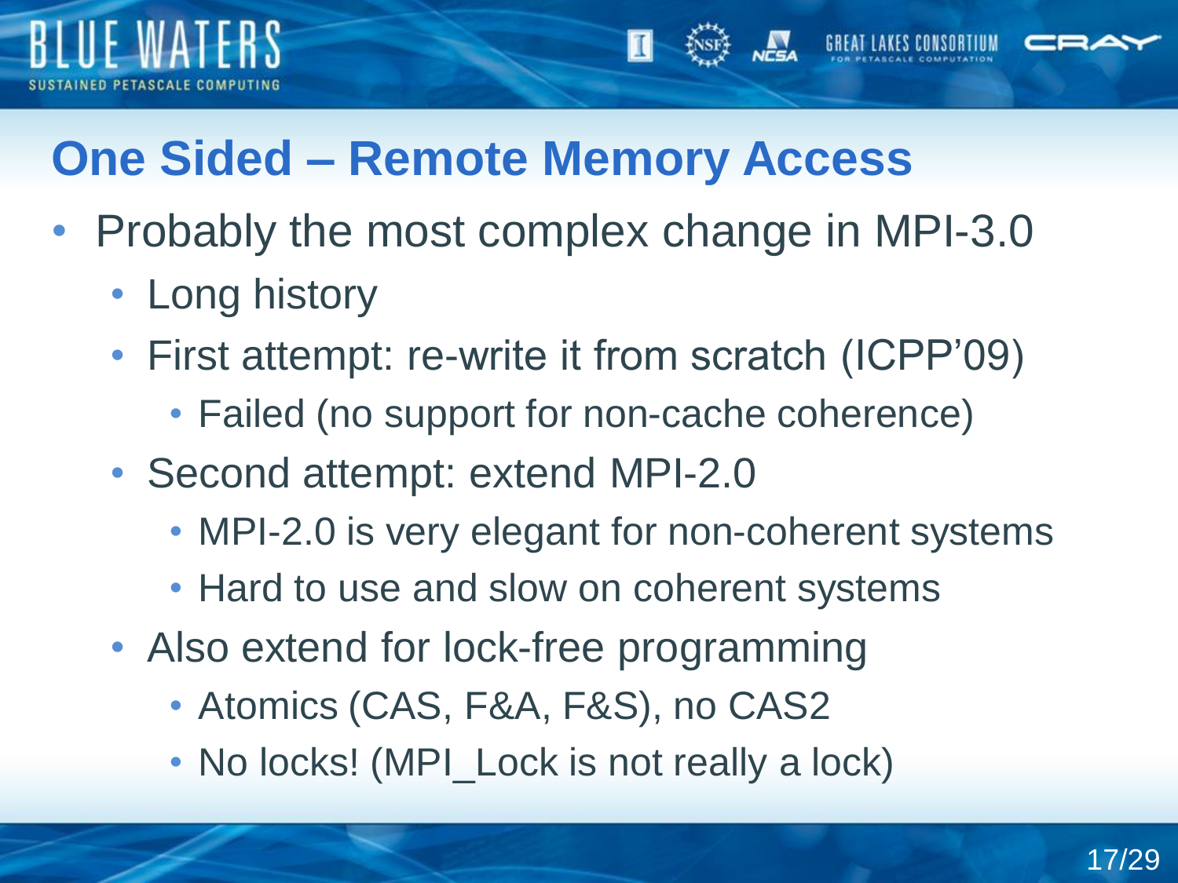# One Sided – Remote Memory Access

- Probably the most complex change in MPI-3.0
  - Long history
  - First attempt: re-write it from scratch (ICPP'09)
    - Failed (no support for non-cache coherence)
  - Second attempt: extend MPI-2.0
    - MPI-2.0 is very elegant for non-coherent systems
    - Hard to use and slow on coherent systems
  - Also extend for lock-free programming
    - Atomics (CAS, F&A, F&S), no CAS2
    - No locks! (MPI_Lock is not really a lock)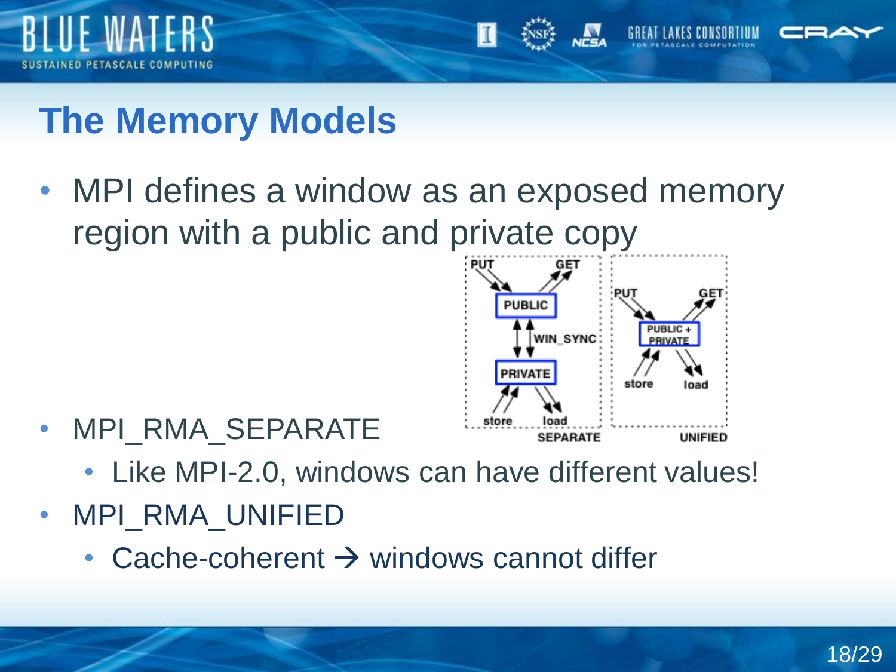# The Memory Models

- MPI defines a window as an exposed memory region with a public and private copy
- MPI_RMA_SEPARATE
  - Like MPI-2.0, windows can have different values!
- MPI_RMA_UNIFIED
  - Cache-coherent → windows cannot differ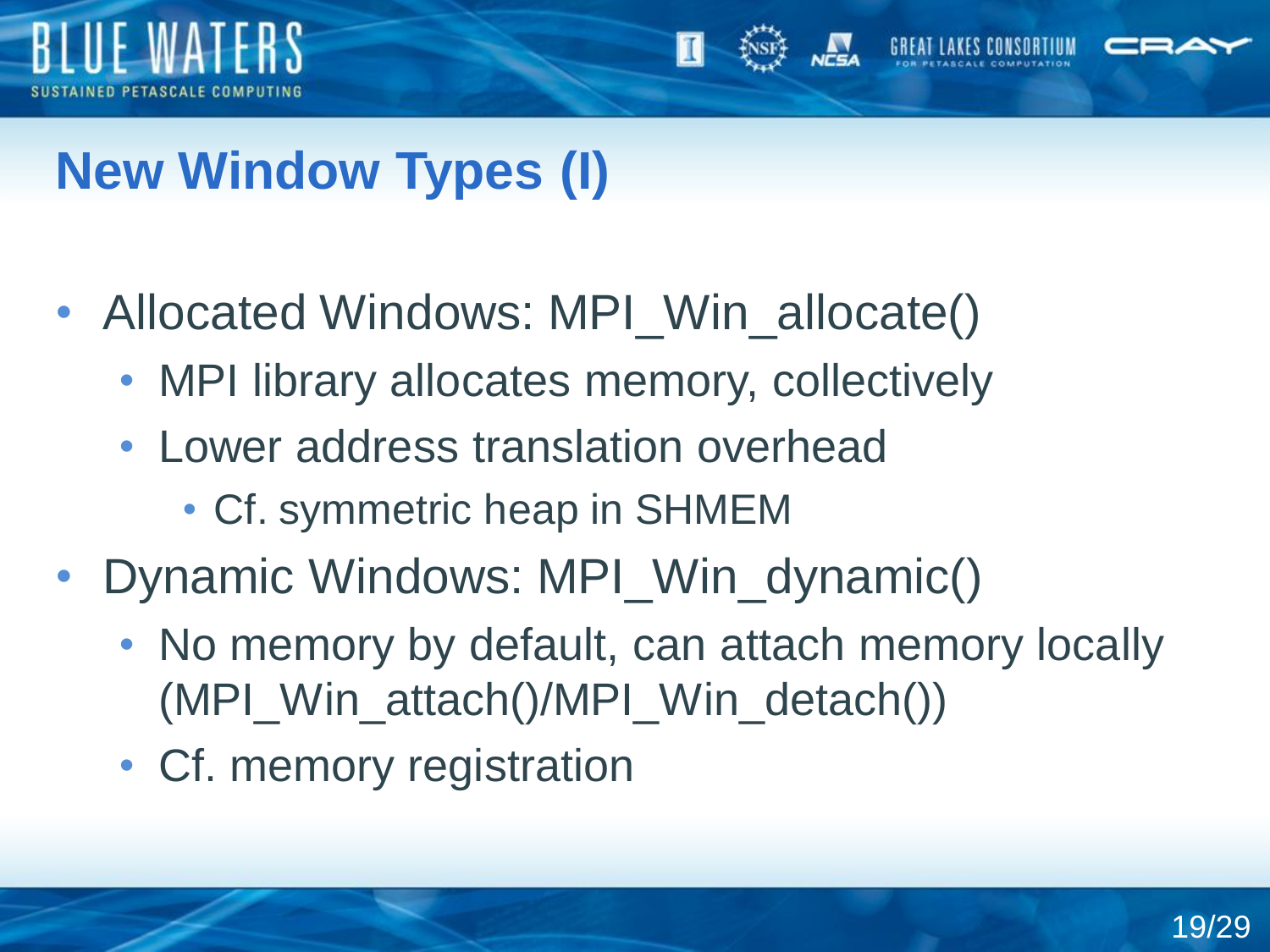# New Window Types (I)

- Allocated Windows: MPI_Win_allocate()
  - MPI library allocates memory, collectively
  - Lower address translation overhead
    - Cf. symmetric heap in SHMEM
- Dynamic Windows: MPI_Win_dynamic()
  - No memory by default, can attach memory locally (MPI_Win_attach()/MPI_Win_detach())
  - Cf. memory registration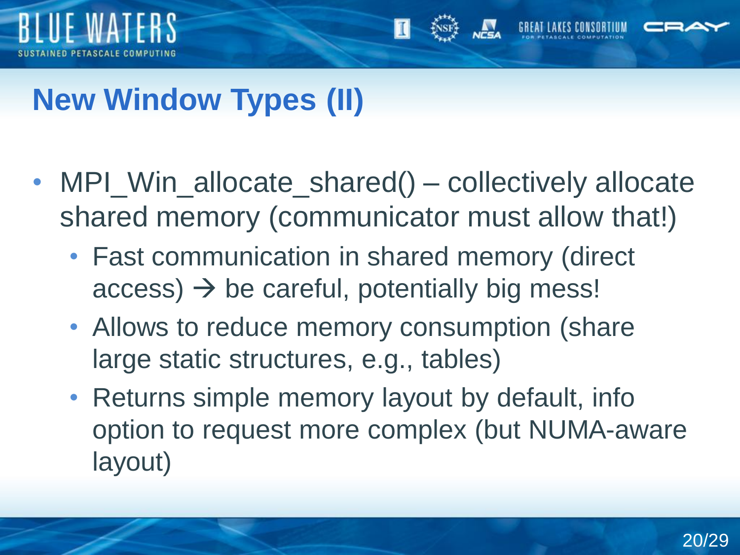# New Window Types (II)

- MPI_Win_allocate_shared() – collectively allocate shared memory (communicator must allow that!)
  - Fast communication in shared memory (direct access) → be careful, potentially big mess!
  - Allows to reduce memory consumption (share large static structures, e.g., tables)
  - Returns simple memory layout by default, info option to request more complex (but NUMA-aware layout)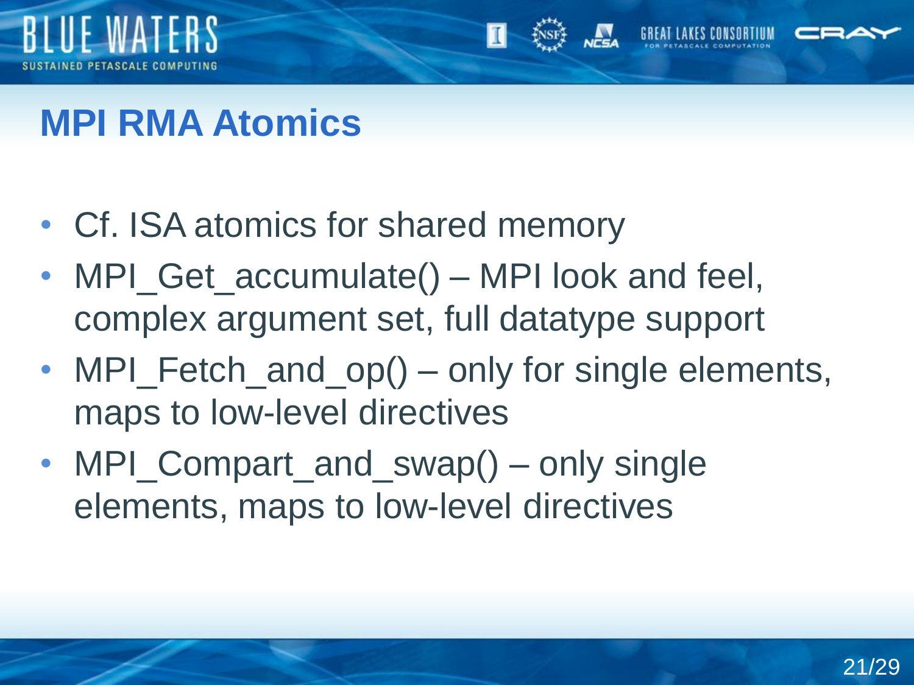# MPI RMA Atomics

- Cf. ISA atomics for shared memory
- MPI_Get_accumulate() – MPI look and feel, complex argument set, full datatype support
- MPI_Fetch_and_op() – only for single elements, maps to low-level directives
- MPI_Compart_and_swap() – only single elements, maps to low-level directives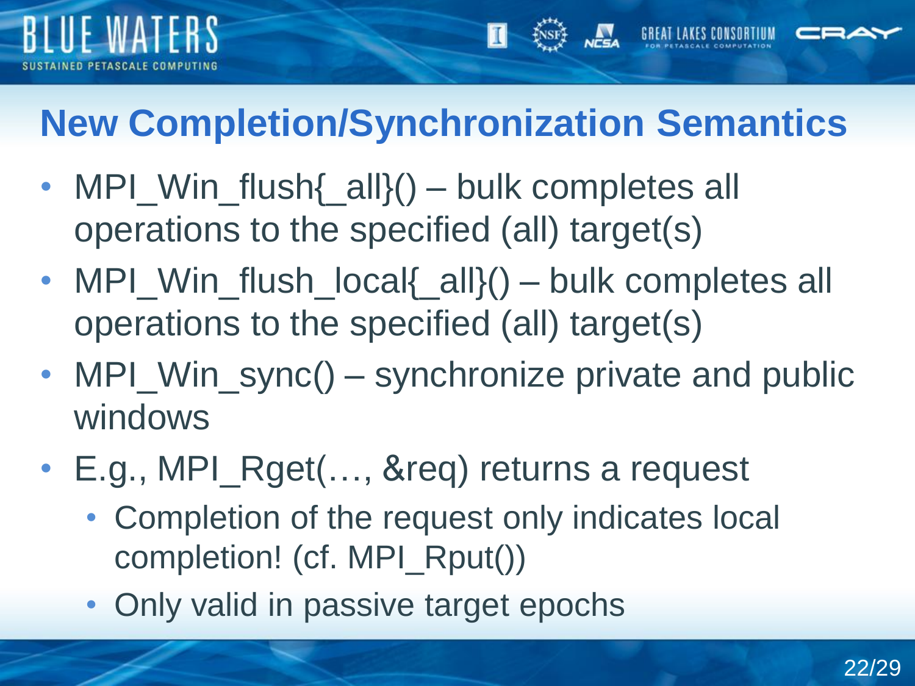# New Completion/Synchronization Semantics

- MPI_Win_flush{_all}() – bulk completes all operations to the specified (all) target(s)
- MPI_Win_flush_local{_all}() – bulk completes all operations to the specified (all) target(s)
- MPI_Win_sync() – synchronize private and public windows
- E.g., MPI_Rget(…, &req) returns a request
  - Completion of the request only indicates local completion! (cf. MPI_Rput())
  - Only valid in passive target epochs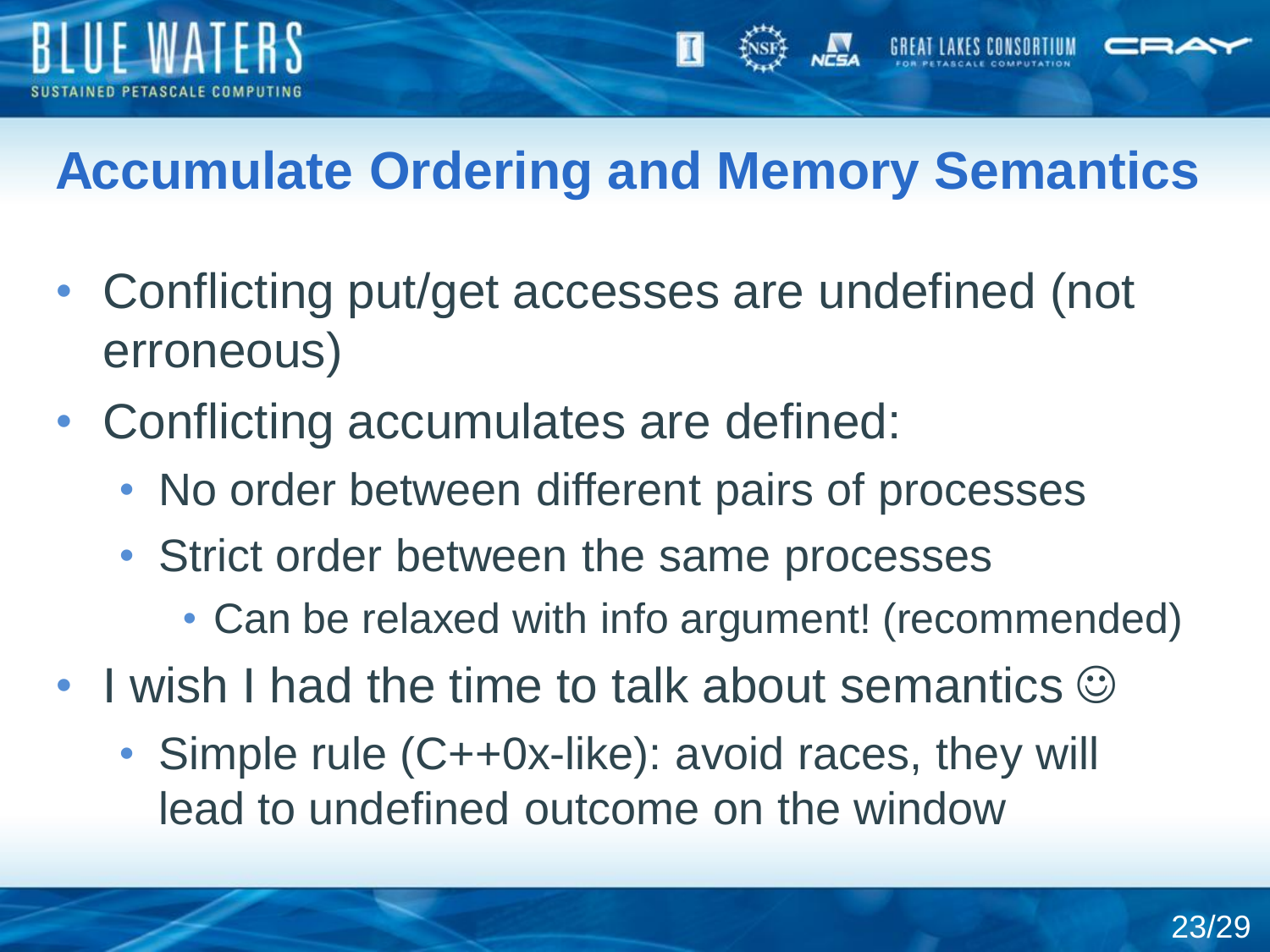# Accumulate Ordering and Memory Semantics

- Conflicting put/get accesses are undefined (not erroneous)
- Conflicting accumulates are defined:
  - No order between different pairs of processes
  - Strict order between the same processes
    - Can be relaxed with info argument! (recommended)
- I wish I had the time to talk about semantics ☺
  - Simple rule (C++0x-like): avoid races, they will lead to undefined outcome on the window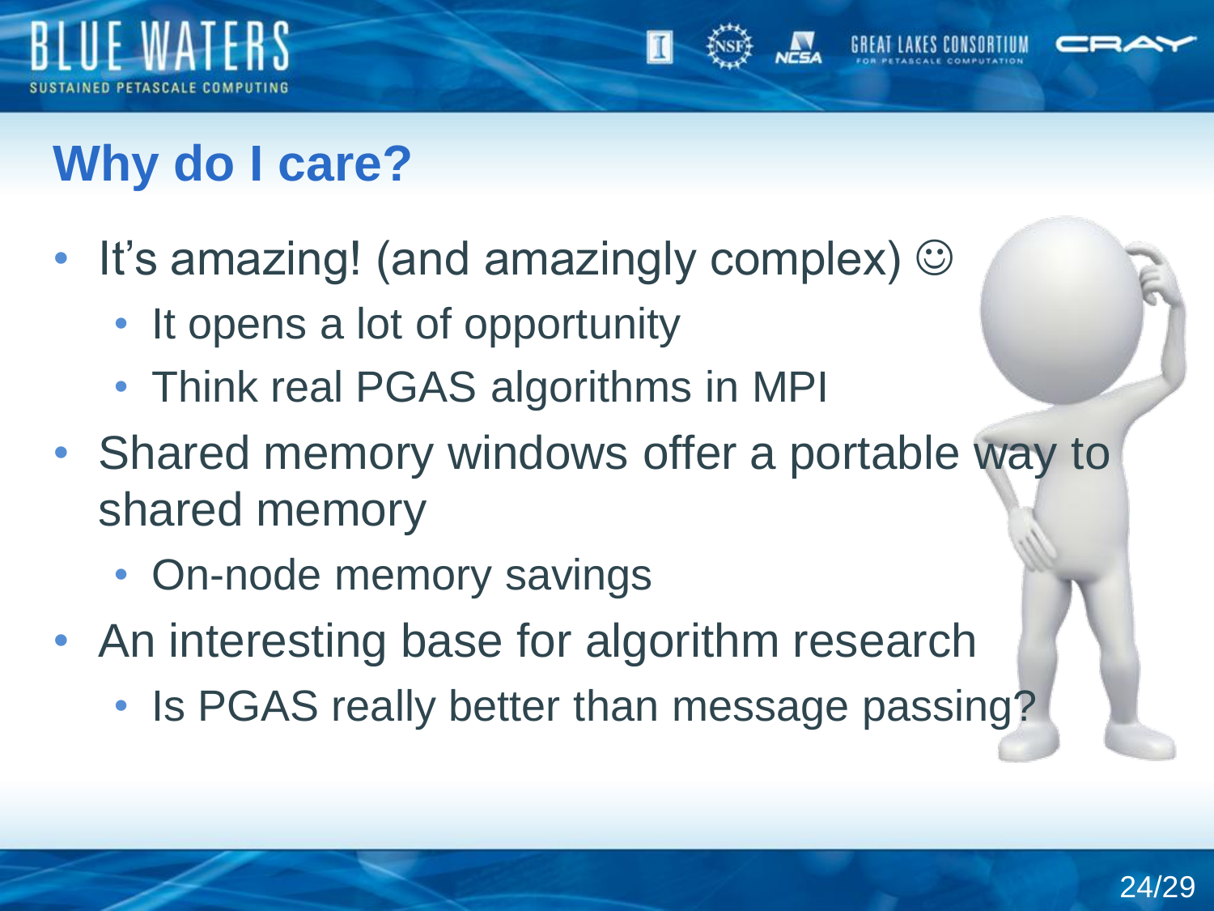# Why do I care?

- It's amazing! (and amazingly complex) ☺
  - It opens a lot of opportunity
  - Think real PGAS algorithms in MPI
- Shared memory windows offer a portable way to shared memory
  - On-node memory savings
- An interesting base for algorithm research
  - Is PGAS really better than message passing?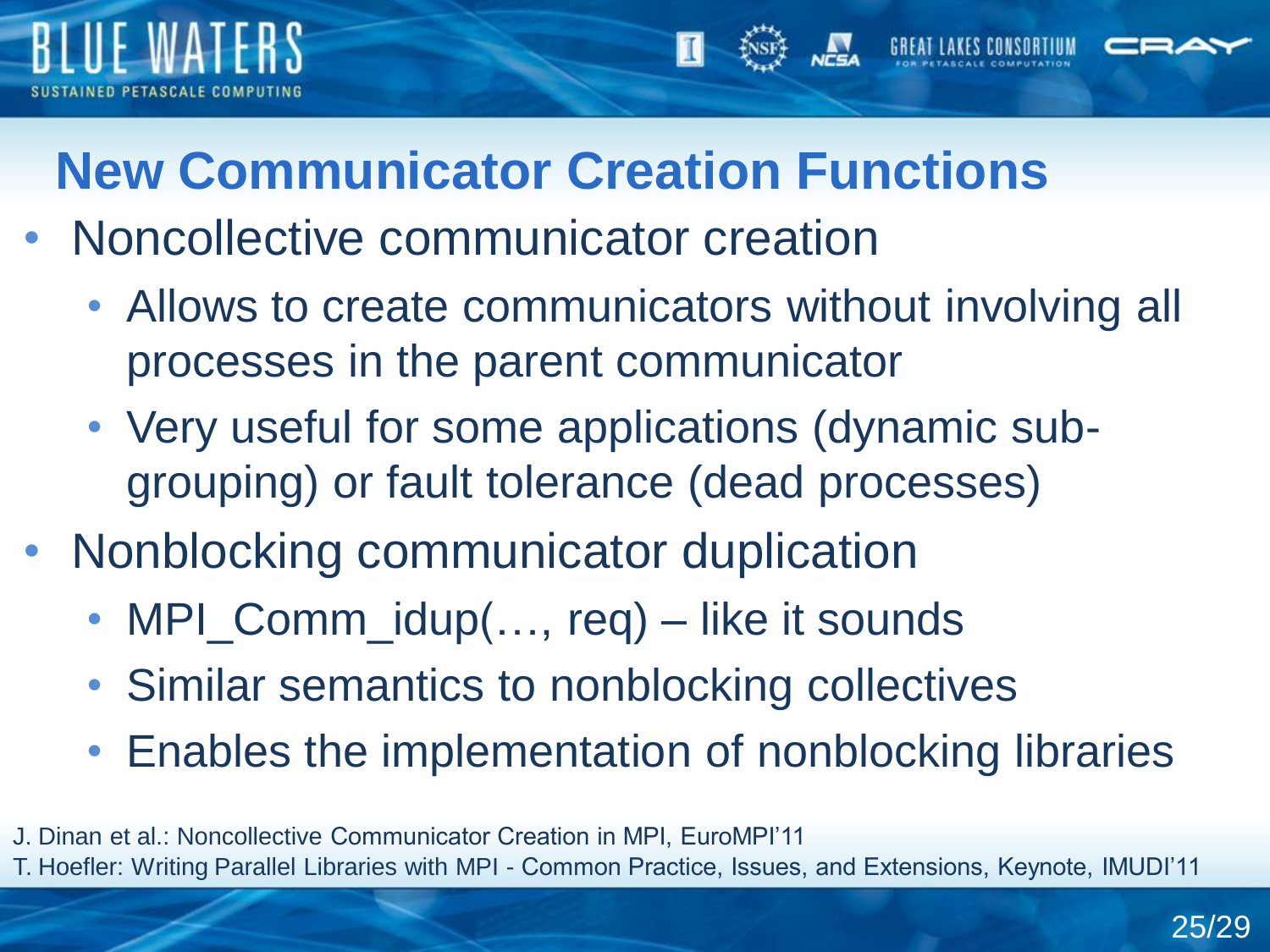# New Communicator Creation Functions

- Noncollective communicator creation
  - Allows to create communicators without involving all processes in the parent communicator
  - Very useful for some applications (dynamic sub-grouping) or fault tolerance (dead processes)
- Nonblocking communicator duplication
  - MPI_Comm_idup(…, req) – like it sounds
  - Similar semantics to nonblocking collectives
  - Enables the implementation of nonblocking libraries

J. Dinan et al.: Noncollective Communicator Creation in MPI, EuroMPI'11
T. Hoefler: Writing Parallel Libraries with MPI - Common Practice, Issues, and Extensions, Keynote, IMUDI'11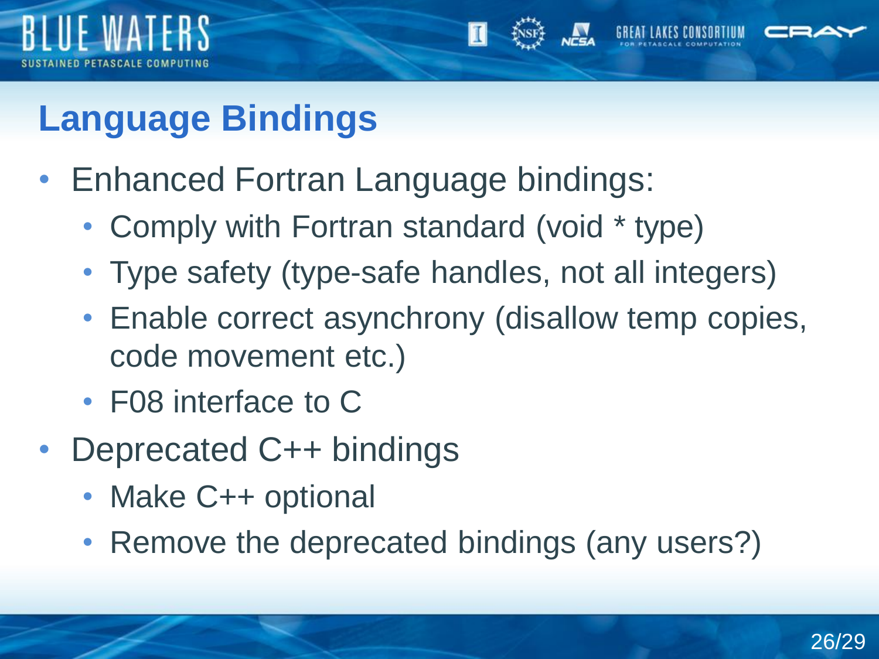# Language Bindings

- Enhanced Fortran Language bindings:
  - Comply with Fortran standard (void * type)
  - Type safety (type-safe handles, not all integers)
  - Enable correct asynchrony (disallow temp copies, code movement etc.)
  - F08 interface to C
- Deprecated C++ bindings
  - Make C++ optional
  - Remove the deprecated bindings (any users?)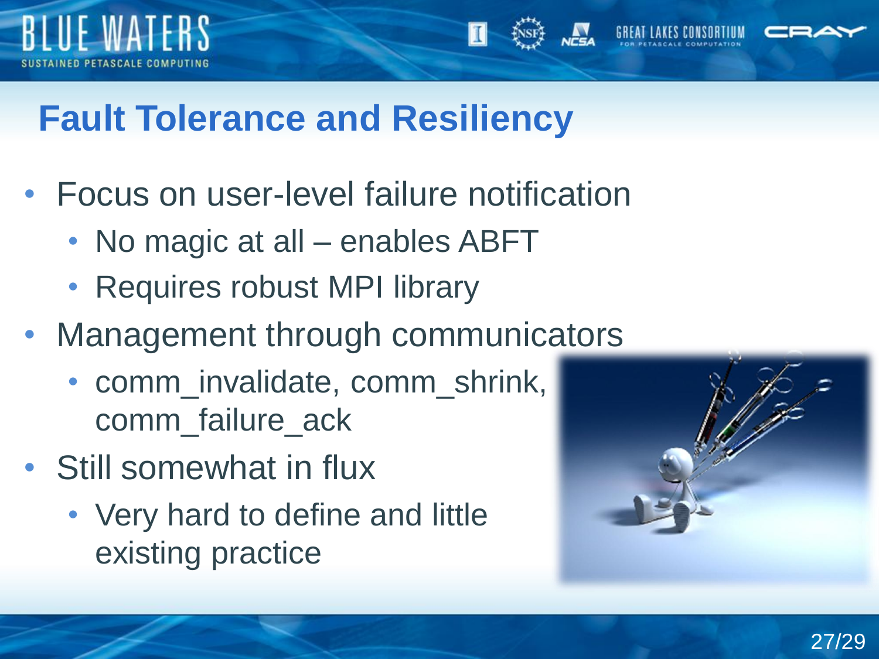# Fault Tolerance and Resiliency

- Focus on user-level failure notification
  - No magic at all – enables ABFT
  - Requires robust MPI library
- Management through communicators
  - comm_invalidate, comm_shrink, comm_failure_ack
- Still somewhat in flux
  - Very hard to define and little existing practice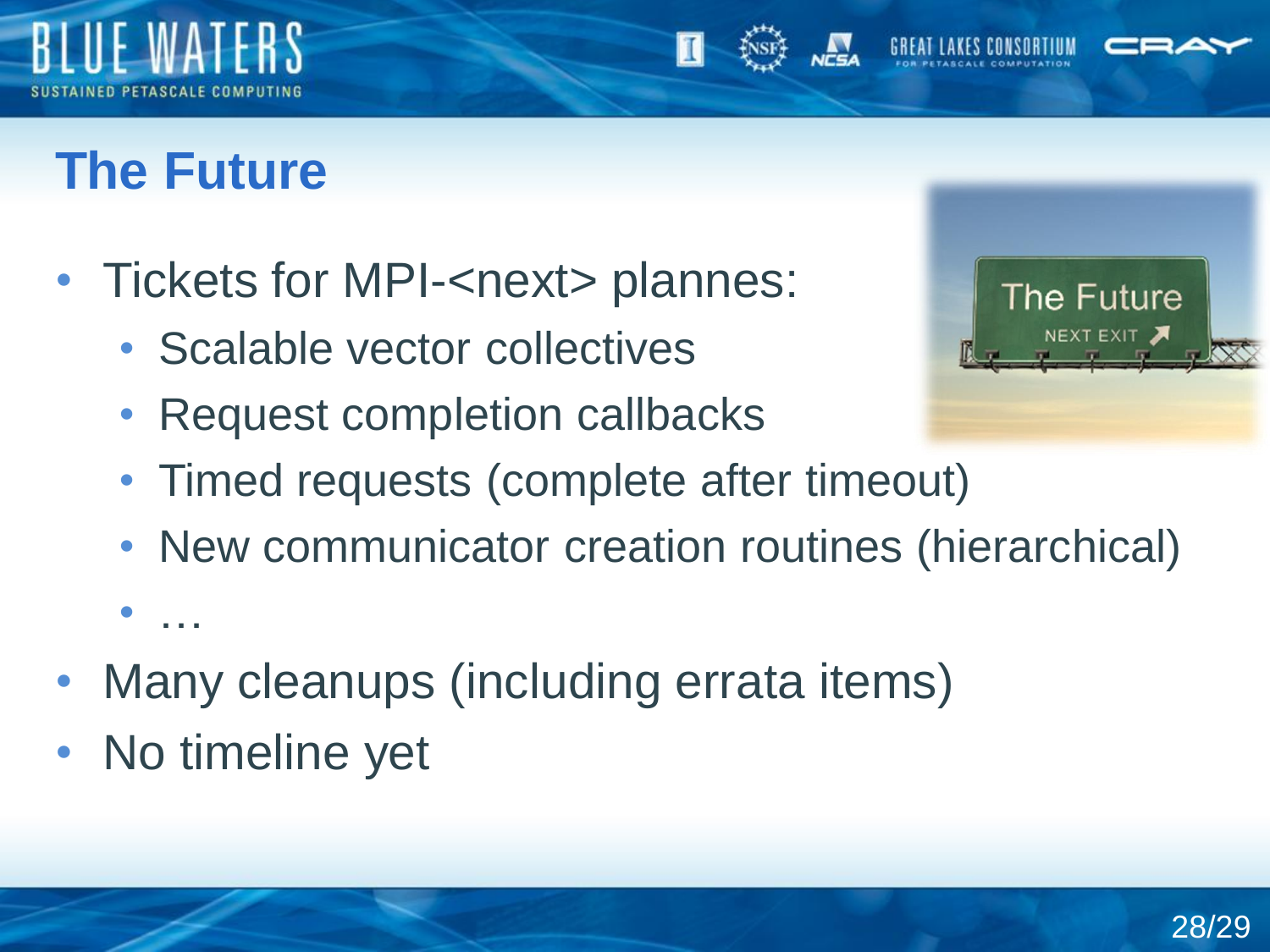# The Future

- Tickets for MPI-<next> plannes:
  - Scalable vector collectives
  - Request completion callbacks
  - Timed requests (complete after timeout)
  - New communicator creation routines (hierarchical)
  - …
- Many cleanups (including errata items)
- No timeline yet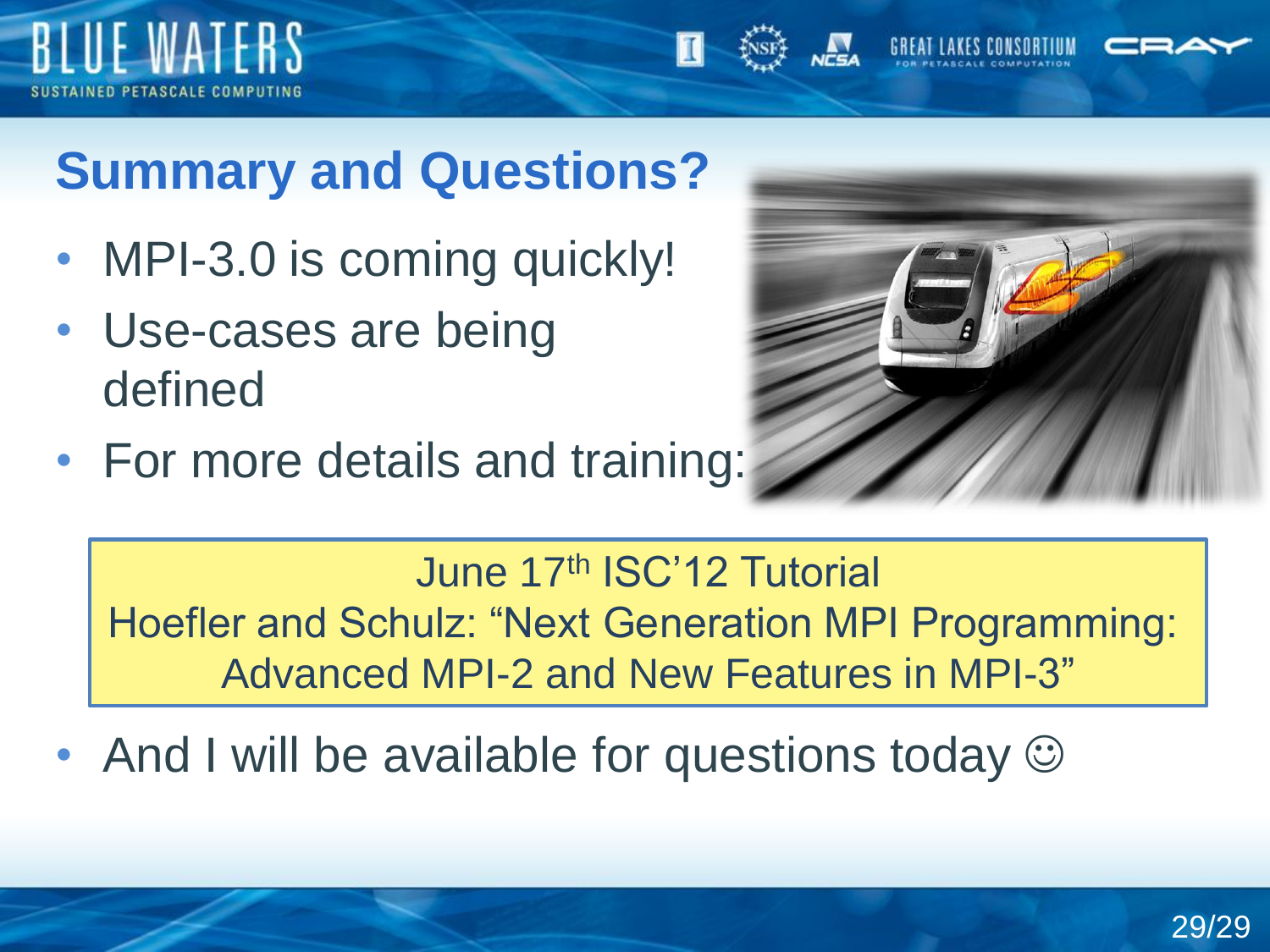# Summary and Questions?

- MPI-3.0 is coming quickly!
- Use-cases are being defined
- For more details and training:

June 17th ISC'12 Tutorial
Hoefler and Schulz: "Next Generation MPI Programming: Advanced MPI-2 and New Features in MPI-3"

- And I will be available for questions today ☺